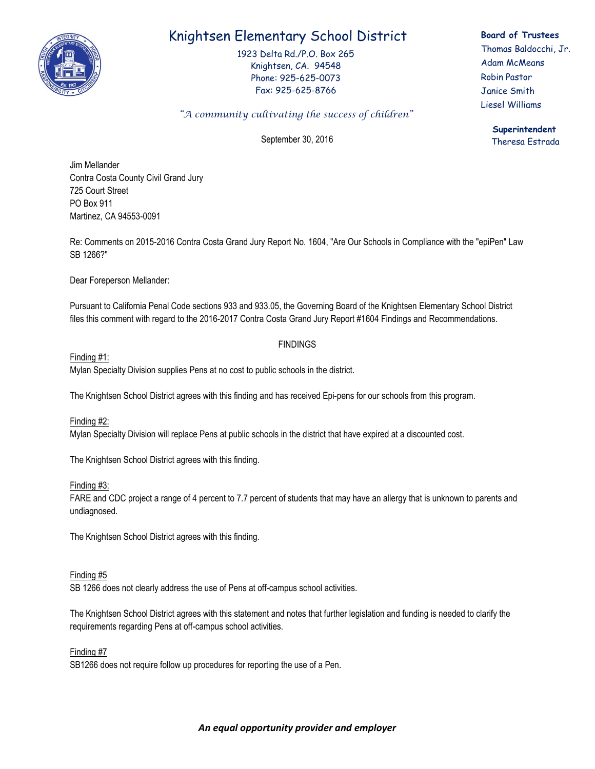# Knightsen Elementary School District

1923 Delta Rd./P.O. Box 265
Knightsen, CA. 94548
Phone: 925-625-0073
Fax: 925-625-8766

*"A community cultivating the success of children"*

**Board of Trustees**
Thomas Baldocchi, Jr.
Adam McMeans
Robin Pastor
Janice Smith
Liesel Williams

**Superintendent**
Theresa Estrada

September 30, 2016

Jim Mellander
Contra Costa County Civil Grand Jury
725 Court Street
PO Box 911
Martinez, CA 94553-0091

Re: Comments on 2015-2016 Contra Costa Grand Jury Report No. 1604, "Are Our Schools in Compliance with the "epiPen" Law SB 1266?"

Dear Foreperson Mellander:

Pursuant to California Penal Code sections 933 and 933.05, the Governing Board of the Knightsen Elementary School District files this comment with regard to the 2016-2017 Contra Costa Grand Jury Report #1604 Findings and Recommendations.

FINDINGS

Finding #1:
Mylan Specialty Division supplies Pens at no cost to public schools in the district.

The Knightsen School District agrees with this finding and has received Epi-pens for our schools from this program.

Finding #2:
Mylan Specialty Division will replace Pens at public schools in the district that have expired at a discounted cost.

The Knightsen School District agrees with this finding.

Finding #3:
FARE and CDC project a range of 4 percent to 7.7 percent of students that may have an allergy that is unknown to parents and undiagnosed.

The Knightsen School District agrees with this finding.

Finding #5
SB 1266 does not clearly address the use of Pens at off-campus school activities.

The Knightsen School District agrees with this statement and notes that further legislation and funding is needed to clarify the requirements regarding Pens at off-campus school activities.

Finding #7
SB1266 does not require follow up procedures for reporting the use of a Pen.

***An equal opportunity provider and employer***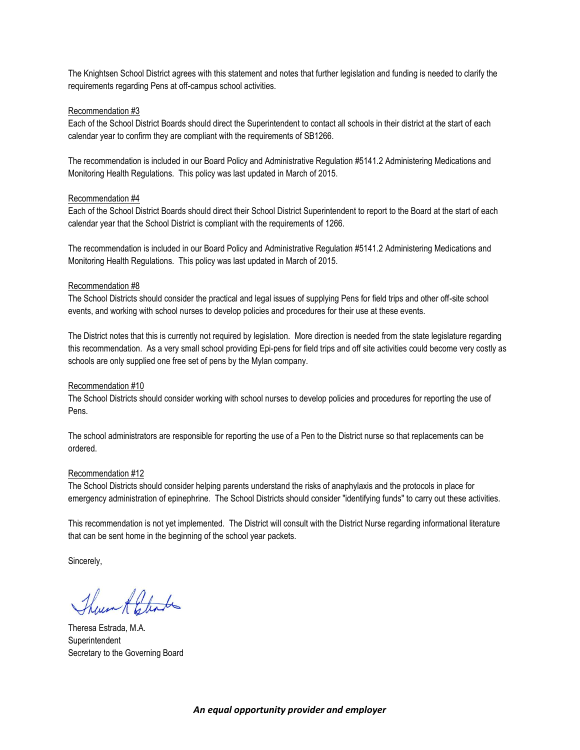The Knightsen School District agrees with this statement and notes that further legislation and funding is needed to clarify the requirements regarding Pens at off-campus school activities.

Recommendation #3

Each of the School District Boards should direct the Superintendent to contact all schools in their district at the start of each calendar year to confirm they are compliant with the requirements of SB1266.

The recommendation is included in our Board Policy and Administrative Regulation #5141.2 Administering Medications and Monitoring Health Regulations. This policy was last updated in March of 2015.

Recommendation #4

Each of the School District Boards should direct their School District Superintendent to report to the Board at the start of each calendar year that the School District is compliant with the requirements of 1266.

The recommendation is included in our Board Policy and Administrative Regulation #5141.2 Administering Medications and Monitoring Health Regulations. This policy was last updated in March of 2015.

Recommendation #8

The School Districts should consider the practical and legal issues of supplying Pens for field trips and other off-site school events, and working with school nurses to develop policies and procedures for their use at these events.

The District notes that this is currently not required by legislation. More direction is needed from the state legislature regarding this recommendation. As a very small school providing Epi-pens for field trips and off site activities could become very costly as schools are only supplied one free set of pens by the Mylan company.

Recommendation #10

The School Districts should consider working with school nurses to develop policies and procedures for reporting the use of Pens.

The school administrators are responsible for reporting the use of a Pen to the District nurse so that replacements can be ordered.

Recommendation #12

The School Districts should consider helping parents understand the risks of anaphylaxis and the protocols in place for emergency administration of epinephrine. The School Districts should consider "identifying funds" to carry out these activities.

This recommendation is not yet implemented. The District will consult with the District Nurse regarding informational literature that can be sent home in the beginning of the school year packets.

Sincerely,

Theresa Estrada, M.A.
Superintendent
Secretary to the Governing Board

***An equal opportunity provider and employer***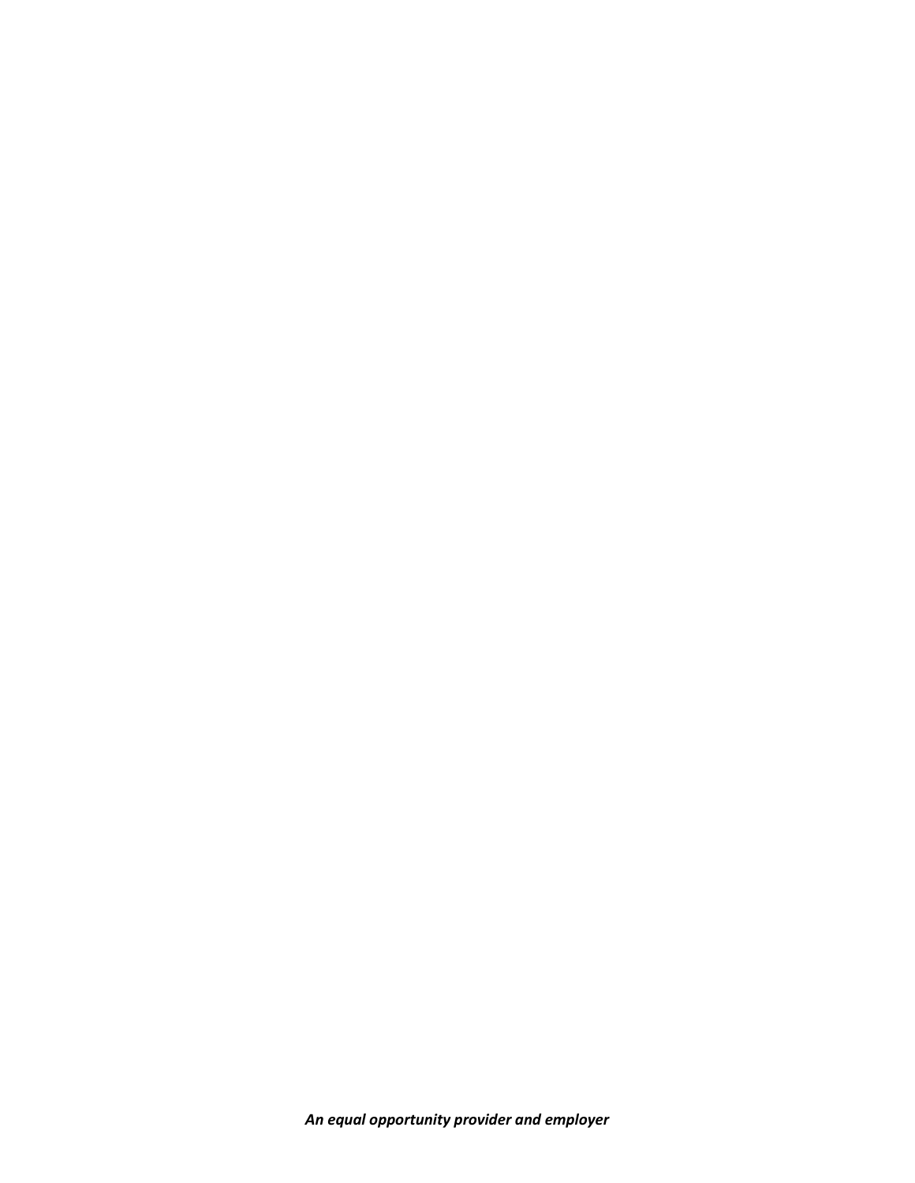***An equal opportunity provider and employer***